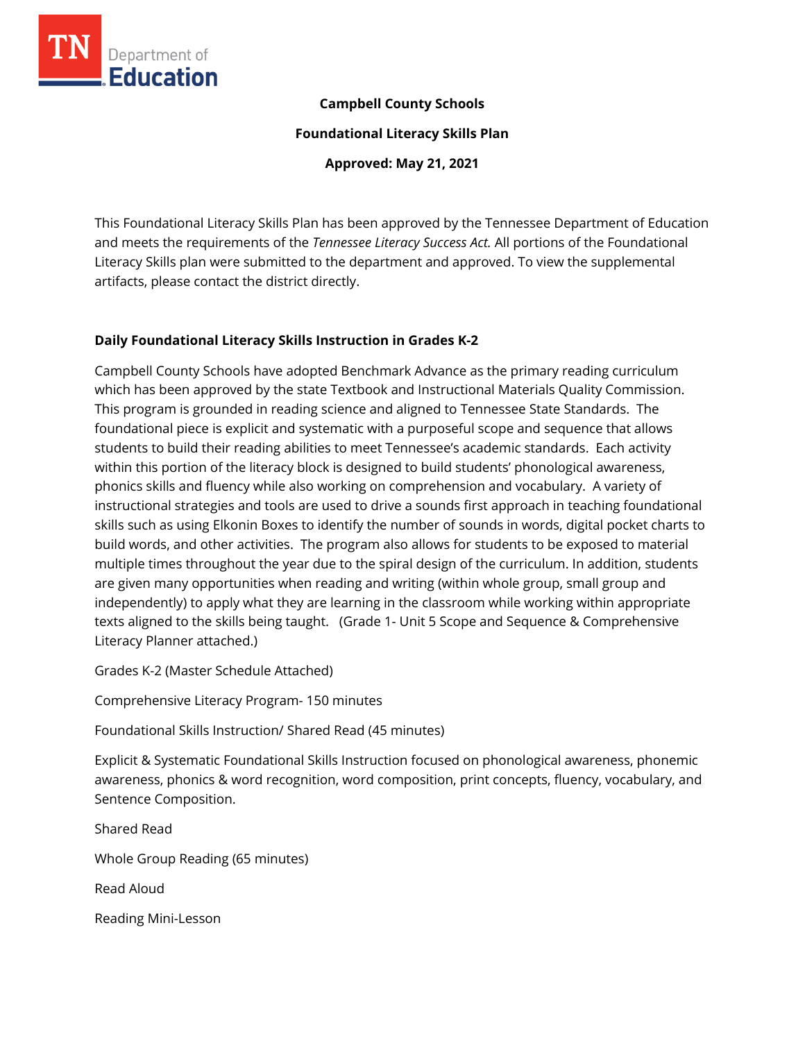**Campbell County Schools**

**Foundational Literacy Skills Plan**

**Approved: May 21, 2021**

This Foundational Literacy Skills Plan has been approved by the Tennessee Department of Education and meets the requirements of the *Tennessee Literacy Success Act.* All portions of the Foundational Literacy Skills plan were submitted to the department and approved. To view the supplemental artifacts, please contact the district directly.

## Daily Foundational Literacy Skills Instruction in Grades K-2

Campbell County Schools have adopted Benchmark Advance as the primary reading curriculum which has been approved by the state Textbook and Instructional Materials Quality Commission. This program is grounded in reading science and aligned to Tennessee State Standards. The foundational piece is explicit and systematic with a purposeful scope and sequence that allows students to build their reading abilities to meet Tennessee's academic standards. Each activity within this portion of the literacy block is designed to build students' phonological awareness, phonics skills and fluency while also working on comprehension and vocabulary. A variety of instructional strategies and tools are used to drive a sounds first approach in teaching foundational skills such as using Elkonin Boxes to identify the number of sounds in words, digital pocket charts to build words, and other activities. The program also allows for students to be exposed to material multiple times throughout the year due to the spiral design of the curriculum. In addition, students are given many opportunities when reading and writing (within whole group, small group and independently) to apply what they are learning in the classroom while working within appropriate texts aligned to the skills being taught. (Grade 1- Unit 5 Scope and Sequence & Comprehensive Literacy Planner attached.)

Grades K-2 (Master Schedule Attached)

Comprehensive Literacy Program- 150 minutes

Foundational Skills Instruction/ Shared Read (45 minutes)

Explicit & Systematic Foundational Skills Instruction focused on phonological awareness, phonemic awareness, phonics & word recognition, word composition, print concepts, fluency, vocabulary, and Sentence Composition.

Shared Read

Whole Group Reading (65 minutes)

Read Aloud

Reading Mini-Lesson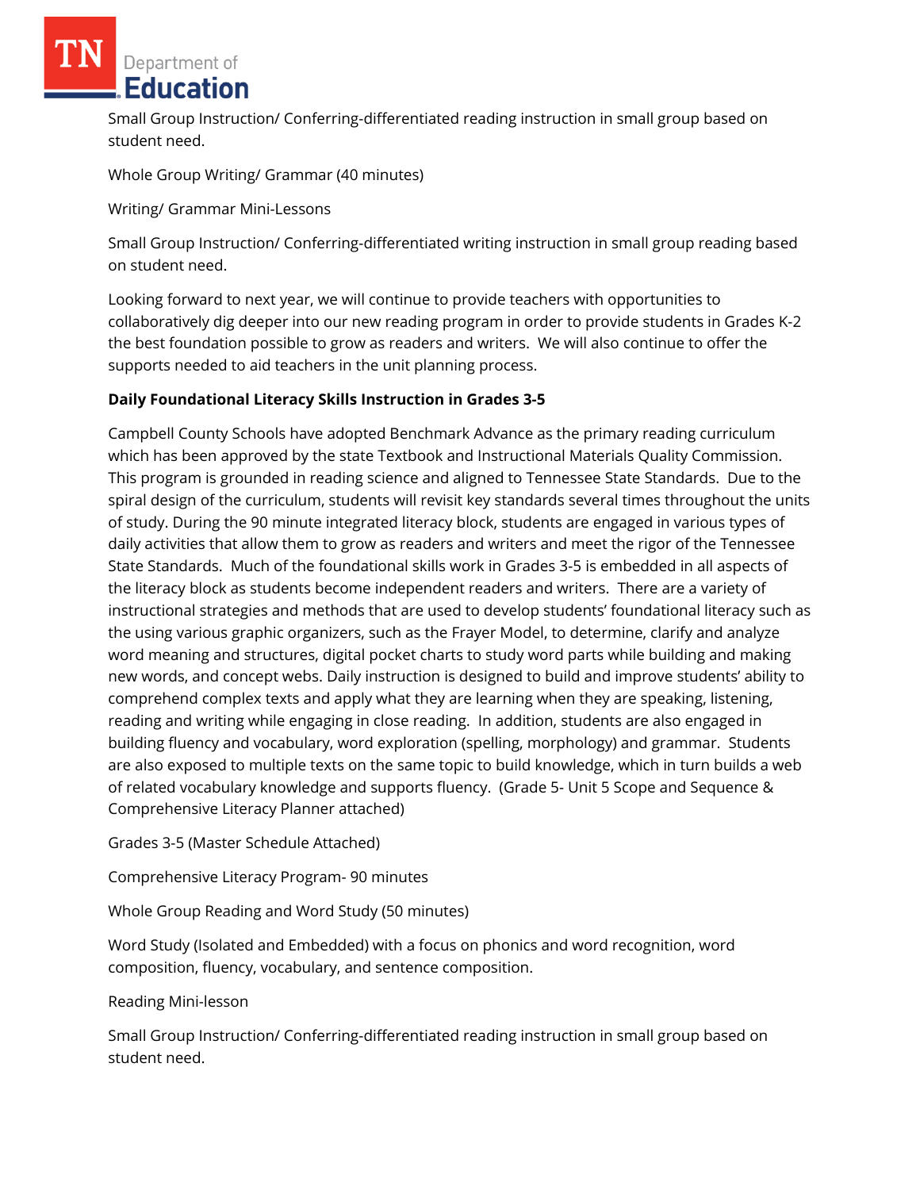Small Group Instruction/ Conferring-differentiated reading instruction in small group based on student need.

Whole Group Writing/ Grammar (40 minutes)

Writing/ Grammar Mini-Lessons

Small Group Instruction/ Conferring-differentiated writing instruction in small group reading based on student need.

Looking forward to next year, we will continue to provide teachers with opportunities to collaboratively dig deeper into our new reading program in order to provide students in Grades K-2 the best foundation possible to grow as readers and writers. We will also continue to offer the supports needed to aid teachers in the unit planning process.

**Daily Foundational Literacy Skills Instruction in Grades 3-5**

Campbell County Schools have adopted Benchmark Advance as the primary reading curriculum which has been approved by the state Textbook and Instructional Materials Quality Commission. This program is grounded in reading science and aligned to Tennessee State Standards. Due to the spiral design of the curriculum, students will revisit key standards several times throughout the units of study. During the 90 minute integrated literacy block, students are engaged in various types of daily activities that allow them to grow as readers and writers and meet the rigor of the Tennessee State Standards. Much of the foundational skills work in Grades 3-5 is embedded in all aspects of the literacy block as students become independent readers and writers. There are a variety of instructional strategies and methods that are used to develop students' foundational literacy such as the using various graphic organizers, such as the Frayer Model, to determine, clarify and analyze word meaning and structures, digital pocket charts to study word parts while building and making new words, and concept webs. Daily instruction is designed to build and improve students' ability to comprehend complex texts and apply what they are learning when they are speaking, listening, reading and writing while engaging in close reading. In addition, students are also engaged in building fluency and vocabulary, word exploration (spelling, morphology) and grammar. Students are also exposed to multiple texts on the same topic to build knowledge, which in turn builds a web of related vocabulary knowledge and supports fluency. (Grade 5- Unit 5 Scope and Sequence & Comprehensive Literacy Planner attached)

Grades 3-5 (Master Schedule Attached)

Comprehensive Literacy Program- 90 minutes

Whole Group Reading and Word Study (50 minutes)

Word Study (Isolated and Embedded) with a focus on phonics and word recognition, word composition, fluency, vocabulary, and sentence composition.

Reading Mini-lesson

Small Group Instruction/ Conferring-differentiated reading instruction in small group based on student need.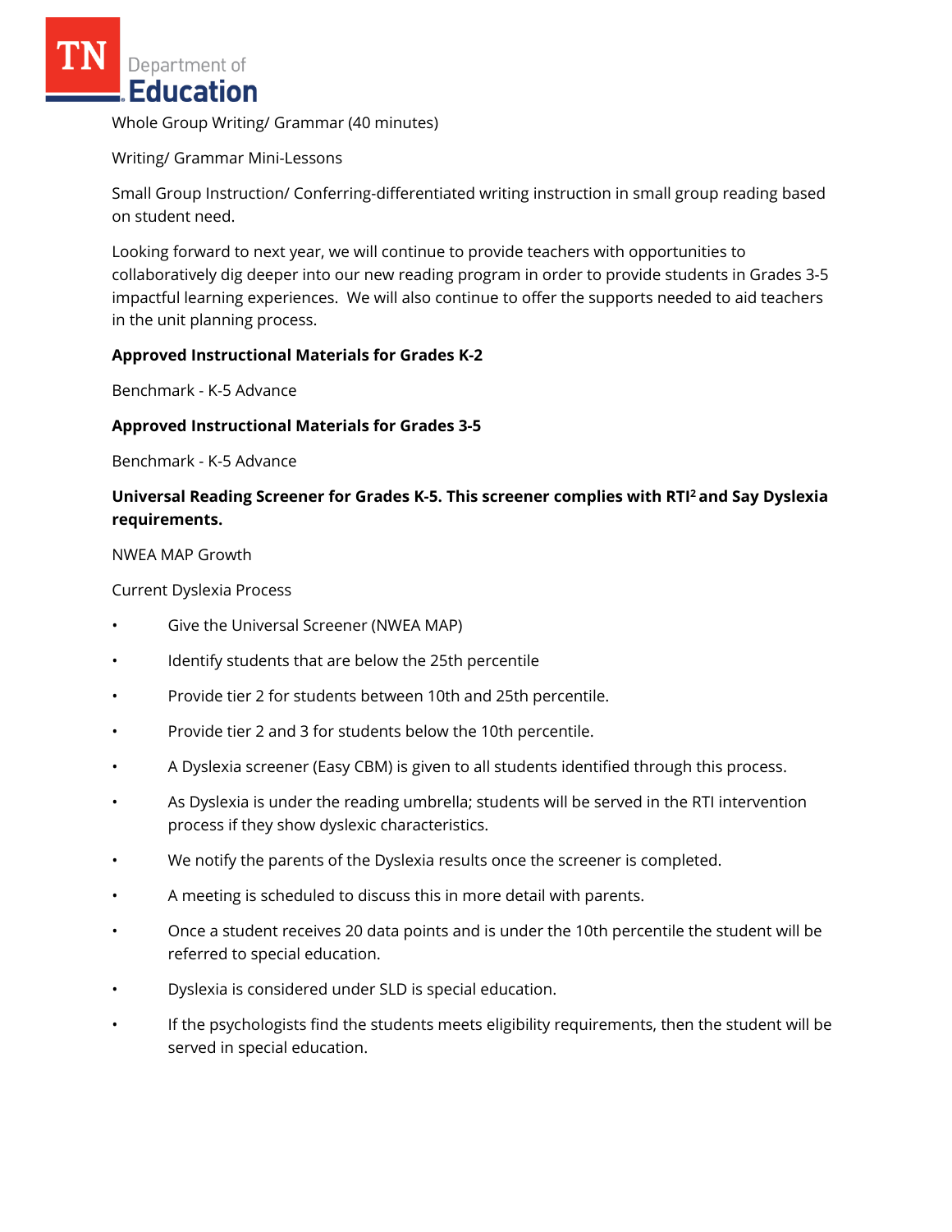Whole Group Writing/ Grammar (40 minutes)

Writing/ Grammar Mini-Lessons

Small Group Instruction/ Conferring-differentiated writing instruction in small group reading based on student need.

Looking forward to next year, we will continue to provide teachers with opportunities to collaboratively dig deeper into our new reading program in order to provide students in Grades 3-5 impactful learning experiences. We will also continue to offer the supports needed to aid teachers in the unit planning process.

**Approved Instructional Materials for Grades K-2**

Benchmark - K-5 Advance

**Approved Instructional Materials for Grades 3-5**

Benchmark - K-5 Advance

**Universal Reading Screener for Grades K-5. This screener complies with RTI² and Say Dyslexia requirements.**

NWEA MAP Growth

Current Dyslexia Process

- Give the Universal Screener (NWEA MAP)
- Identify students that are below the 25th percentile
- Provide tier 2 for students between 10th and 25th percentile.
- Provide tier 2 and 3 for students below the 10th percentile.
- A Dyslexia screener (Easy CBM) is given to all students identified through this process.
- As Dyslexia is under the reading umbrella; students will be served in the RTI intervention process if they show dyslexic characteristics.
- We notify the parents of the Dyslexia results once the screener is completed.
- A meeting is scheduled to discuss this in more detail with parents.
- Once a student receives 20 data points and is under the 10th percentile the student will be referred to special education.
- Dyslexia is considered under SLD is special education.
- If the psychologists find the students meets eligibility requirements, then the student will be served in special education.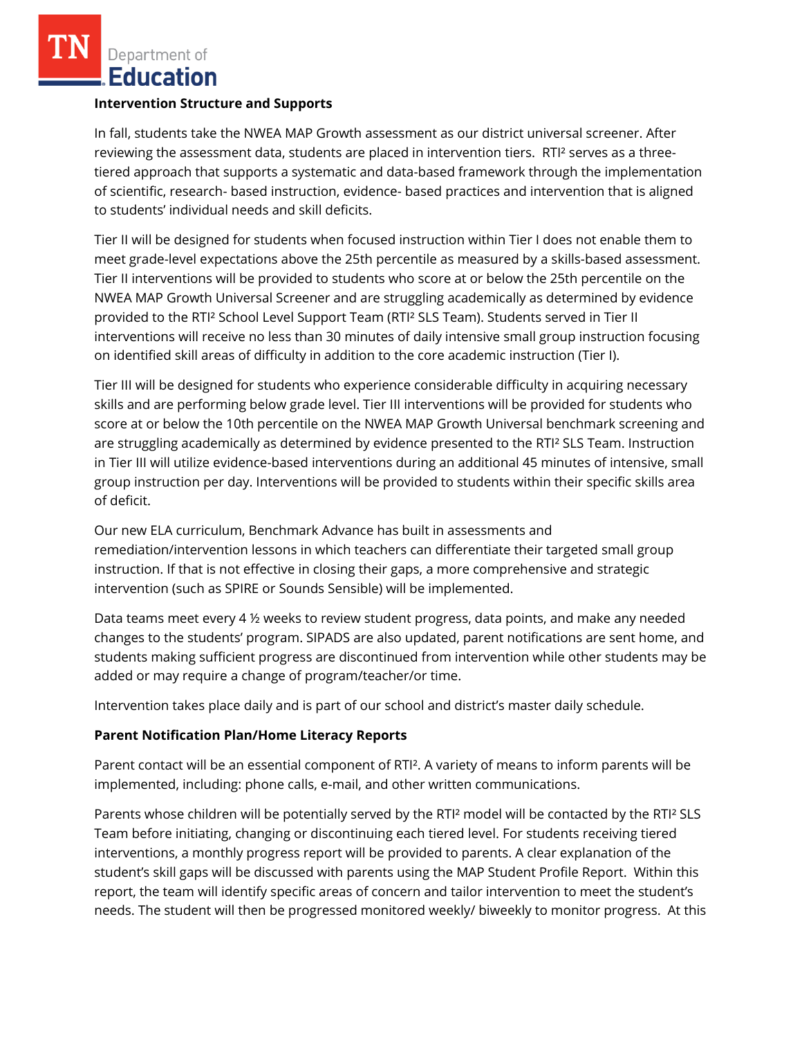**Intervention Structure and Supports**

In fall, students take the NWEA MAP Growth assessment as our district universal screener. After reviewing the assessment data, students are placed in intervention tiers. RTI² serves as a three-tiered approach that supports a systematic and data-based framework through the implementation of scientific, research- based instruction, evidence- based practices and intervention that is aligned to students' individual needs and skill deficits.

Tier II will be designed for students when focused instruction within Tier I does not enable them to meet grade-level expectations above the 25th percentile as measured by a skills-based assessment. Tier II interventions will be provided to students who score at or below the 25th percentile on the NWEA MAP Growth Universal Screener and are struggling academically as determined by evidence provided to the RTI² School Level Support Team (RTI² SLS Team). Students served in Tier II interventions will receive no less than 30 minutes of daily intensive small group instruction focusing on identified skill areas of difficulty in addition to the core academic instruction (Tier I).

Tier III will be designed for students who experience considerable difficulty in acquiring necessary skills and are performing below grade level. Tier III interventions will be provided for students who score at or below the 10th percentile on the NWEA MAP Growth Universal benchmark screening and are struggling academically as determined by evidence presented to the RTI² SLS Team. Instruction in Tier III will utilize evidence-based interventions during an additional 45 minutes of intensive, small group instruction per day. Interventions will be provided to students within their specific skills area of deficit.

Our new ELA curriculum, Benchmark Advance has built in assessments and remediation/intervention lessons in which teachers can differentiate their targeted small group instruction. If that is not effective in closing their gaps, a more comprehensive and strategic intervention (such as SPIRE or Sounds Sensible) will be implemented.

Data teams meet every 4 ½ weeks to review student progress, data points, and make any needed changes to the students' program. SIPADS are also updated, parent notifications are sent home, and students making sufficient progress are discontinued from intervention while other students may be added or may require a change of program/teacher/or time.

Intervention takes place daily and is part of our school and district's master daily schedule.

**Parent Notification Plan/Home Literacy Reports**

Parent contact will be an essential component of RTI². A variety of means to inform parents will be implemented, including: phone calls, e-mail, and other written communications.

Parents whose children will be potentially served by the RTI² model will be contacted by the RTI² SLS Team before initiating, changing or discontinuing each tiered level. For students receiving tiered interventions, a monthly progress report will be provided to parents. A clear explanation of the student's skill gaps will be discussed with parents using the MAP Student Profile Report. Within this report, the team will identify specific areas of concern and tailor intervention to meet the student's needs. The student will then be progressed monitored weekly/ biweekly to monitor progress. At this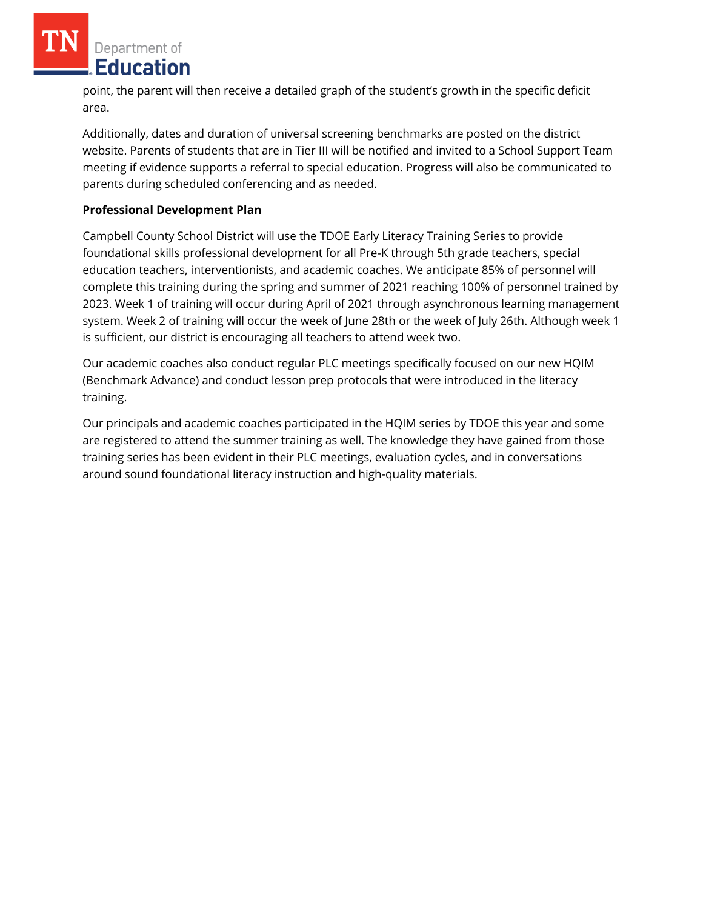point, the parent will then receive a detailed graph of the student's growth in the specific deficit area.

Additionally, dates and duration of universal screening benchmarks are posted on the district website. Parents of students that are in Tier III will be notified and invited to a School Support Team meeting if evidence supports a referral to special education. Progress will also be communicated to parents during scheduled conferencing and as needed.

**Professional Development Plan**

Campbell County School District will use the TDOE Early Literacy Training Series to provide foundational skills professional development for all Pre-K through 5th grade teachers, special education teachers, interventionists, and academic coaches. We anticipate 85% of personnel will complete this training during the spring and summer of 2021 reaching 100% of personnel trained by 2023. Week 1 of training will occur during April of 2021 through asynchronous learning management system. Week 2 of training will occur the week of June 28th or the week of July 26th. Although week 1 is sufficient, our district is encouraging all teachers to attend week two.

Our academic coaches also conduct regular PLC meetings specifically focused on our new HQIM (Benchmark Advance) and conduct lesson prep protocols that were introduced in the literacy training.

Our principals and academic coaches participated in the HQIM series by TDOE this year and some are registered to attend the summer training as well. The knowledge they have gained from those training series has been evident in their PLC meetings, evaluation cycles, and in conversations around sound foundational literacy instruction and high-quality materials.